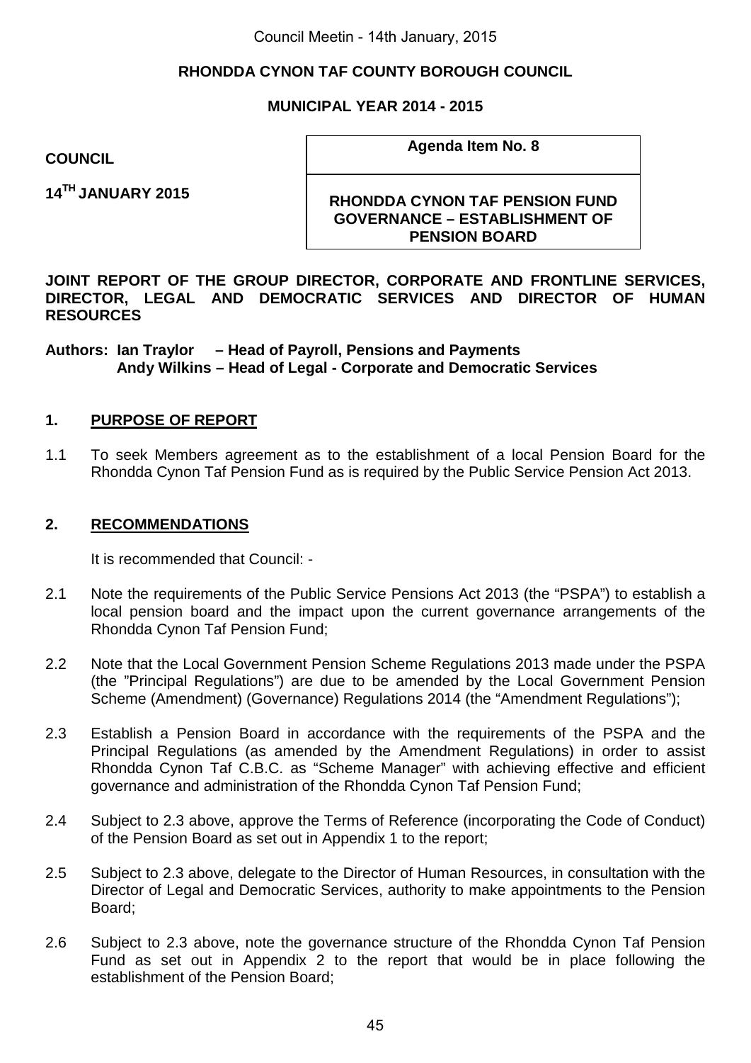RHONDDA CYNON TAF COUNTY BOROUGH COUNCIL

MUNICIPAL YEAR 2014 - 2015

**COUNCIL**

**14TH JANUARY 2015**

| Agenda Item No. 8 |
|---|
| RHONDDA CYNON TAF PENSION FUND GOVERNANCE – ESTABLISHMENT OF PENSION BOARD |

**JOINT REPORT OF THE GROUP DIRECTOR, CORPORATE AND FRONTLINE SERVICES, DIRECTOR, LEGAL AND DEMOCRATIC SERVICES AND DIRECTOR OF HUMAN RESOURCES**

**Authors: Ian Traylor – Head of Payroll, Pensions and Payments**
**Andy Wilkins – Head of Legal - Corporate and Democratic Services**

## 1. PURPOSE OF REPORT

1.1 To seek Members agreement as to the establishment of a local Pension Board for the Rhondda Cynon Taf Pension Fund as is required by the Public Service Pension Act 2013.

## 2. RECOMMENDATIONS

It is recommended that Council: -

2.1 Note the requirements of the Public Service Pensions Act 2013 (the "PSPA") to establish a local pension board and the impact upon the current governance arrangements of the Rhondda Cynon Taf Pension Fund;

2.2 Note that the Local Government Pension Scheme Regulations 2013 made under the PSPA (the "Principal Regulations") are due to be amended by the Local Government Pension Scheme (Amendment) (Governance) Regulations 2014 (the "Amendment Regulations");

2.3 Establish a Pension Board in accordance with the requirements of the PSPA and the Principal Regulations (as amended by the Amendment Regulations) in order to assist Rhondda Cynon Taf C.B.C. as "Scheme Manager" with achieving effective and efficient governance and administration of the Rhondda Cynon Taf Pension Fund;

2.4 Subject to 2.3 above, approve the Terms of Reference (incorporating the Code of Conduct) of the Pension Board as set out in Appendix 1 to the report;

2.5 Subject to 2.3 above, delegate to the Director of Human Resources, in consultation with the Director of Legal and Democratic Services, authority to make appointments to the Pension Board;

2.6 Subject to 2.3 above, note the governance structure of the Rhondda Cynon Taf Pension Fund as set out in Appendix 2 to the report that would be in place following the establishment of the Pension Board;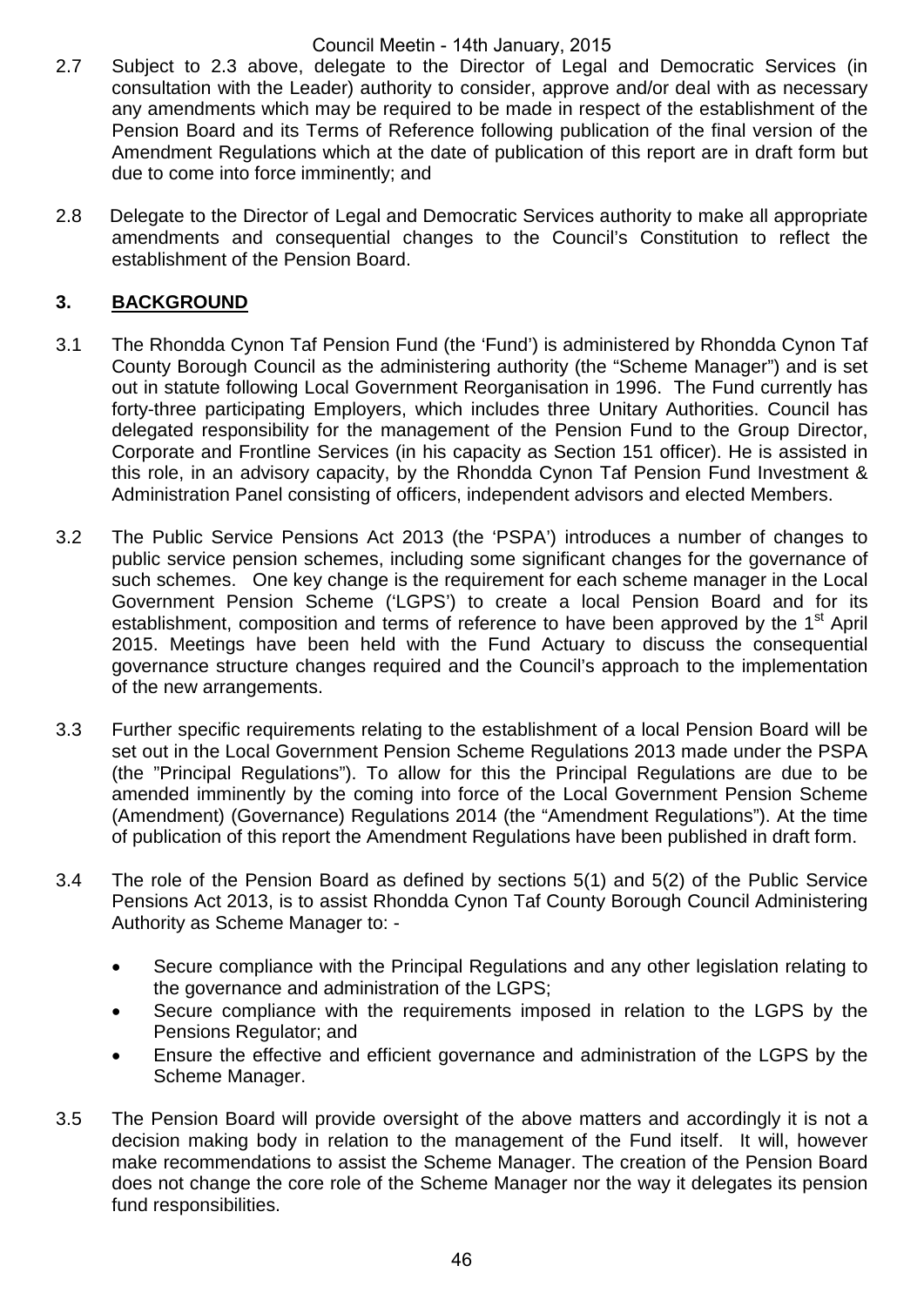2.7 Subject to 2.3 above, delegate to the Director of Legal and Democratic Services (in consultation with the Leader) authority to consider, approve and/or deal with as necessary any amendments which may be required to be made in respect of the establishment of the Pension Board and its Terms of Reference following publication of the final version of the Amendment Regulations which at the date of publication of this report are in draft form but due to come into force imminently; and

2.8 Delegate to the Director of Legal and Democratic Services authority to make all appropriate amendments and consequential changes to the Council's Constitution to reflect the establishment of the Pension Board.

## 3. BACKGROUND

3.1 The Rhondda Cynon Taf Pension Fund (the 'Fund') is administered by Rhondda Cynon Taf County Borough Council as the administering authority (the "Scheme Manager") and is set out in statute following Local Government Reorganisation in 1996. The Fund currently has forty-three participating Employers, which includes three Unitary Authorities. Council has delegated responsibility for the management of the Pension Fund to the Group Director, Corporate and Frontline Services (in his capacity as Section 151 officer). He is assisted in this role, in an advisory capacity, by the Rhondda Cynon Taf Pension Fund Investment & Administration Panel consisting of officers, independent advisors and elected Members.

3.2 The Public Service Pensions Act 2013 (the 'PSPA') introduces a number of changes to public service pension schemes, including some significant changes for the governance of such schemes. One key change is the requirement for each scheme manager in the Local Government Pension Scheme ('LGPS') to create a local Pension Board and for its establishment, composition and terms of reference to have been approved by the 1st April 2015. Meetings have been held with the Fund Actuary to discuss the consequential governance structure changes required and the Council's approach to the implementation of the new arrangements.

3.3 Further specific requirements relating to the establishment of a local Pension Board will be set out in the Local Government Pension Scheme Regulations 2013 made under the PSPA (the "Principal Regulations"). To allow for this the Principal Regulations are due to be amended imminently by the coming into force of the Local Government Pension Scheme (Amendment) (Governance) Regulations 2014 (the "Amendment Regulations"). At the time of publication of this report the Amendment Regulations have been published in draft form.

3.4 The role of the Pension Board as defined by sections 5(1) and 5(2) of the Public Service Pensions Act 2013, is to assist Rhondda Cynon Taf County Borough Council Administering Authority as Scheme Manager to: -

- Secure compliance with the Principal Regulations and any other legislation relating to the governance and administration of the LGPS;
- Secure compliance with the requirements imposed in relation to the LGPS by the Pensions Regulator; and
- Ensure the effective and efficient governance and administration of the LGPS by the Scheme Manager.

3.5 The Pension Board will provide oversight of the above matters and accordingly it is not a decision making body in relation to the management of the Fund itself. It will, however make recommendations to assist the Scheme Manager. The creation of the Pension Board does not change the core role of the Scheme Manager nor the way it delegates its pension fund responsibilities.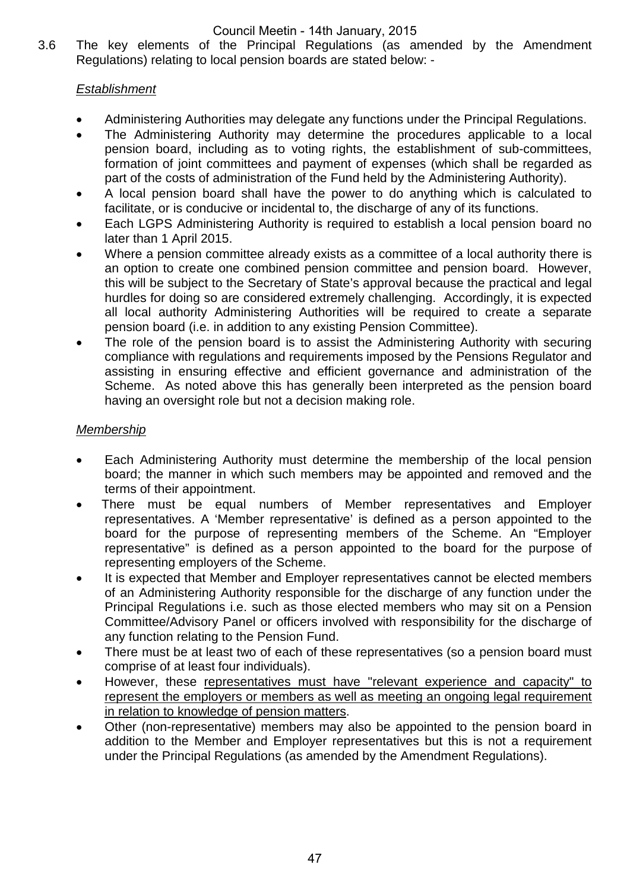3.6 The key elements of the Principal Regulations (as amended by the Amendment Regulations) relating to local pension boards are stated below: -

*Establishment*

- Administering Authorities may delegate any functions under the Principal Regulations.
- The Administering Authority may determine the procedures applicable to a local pension board, including as to voting rights, the establishment of sub-committees, formation of joint committees and payment of expenses (which shall be regarded as part of the costs of administration of the Fund held by the Administering Authority).
- A local pension board shall have the power to do anything which is calculated to facilitate, or is conducive or incidental to, the discharge of any of its functions.
- Each LGPS Administering Authority is required to establish a local pension board no later than 1 April 2015.
- Where a pension committee already exists as a committee of a local authority there is an option to create one combined pension committee and pension board. However, this will be subject to the Secretary of State's approval because the practical and legal hurdles for doing so are considered extremely challenging. Accordingly, it is expected all local authority Administering Authorities will be required to create a separate pension board (i.e. in addition to any existing Pension Committee).
- The role of the pension board is to assist the Administering Authority with securing compliance with regulations and requirements imposed by the Pensions Regulator and assisting in ensuring effective and efficient governance and administration of the Scheme. As noted above this has generally been interpreted as the pension board having an oversight role but not a decision making role.

*Membership*

- Each Administering Authority must determine the membership of the local pension board; the manner in which such members may be appointed and removed and the terms of their appointment.
- There must be equal numbers of Member representatives and Employer representatives. A 'Member representative' is defined as a person appointed to the board for the purpose of representing members of the Scheme. An "Employer representative" is defined as a person appointed to the board for the purpose of representing employers of the Scheme.
- It is expected that Member and Employer representatives cannot be elected members of an Administering Authority responsible for the discharge of any function under the Principal Regulations i.e. such as those elected members who may sit on a Pension Committee/Advisory Panel or officers involved with responsibility for the discharge of any function relating to the Pension Fund.
- There must be at least two of each of these representatives (so a pension board must comprise of at least four individuals).
- However, these <u>representatives must have "relevant experience and capacity" to represent the employers or members as well as meeting an ongoing legal requirement in relation to knowledge of pension matters</u>.
- Other (non-representative) members may also be appointed to the pension board in addition to the Member and Employer representatives but this is not a requirement under the Principal Regulations (as amended by the Amendment Regulations).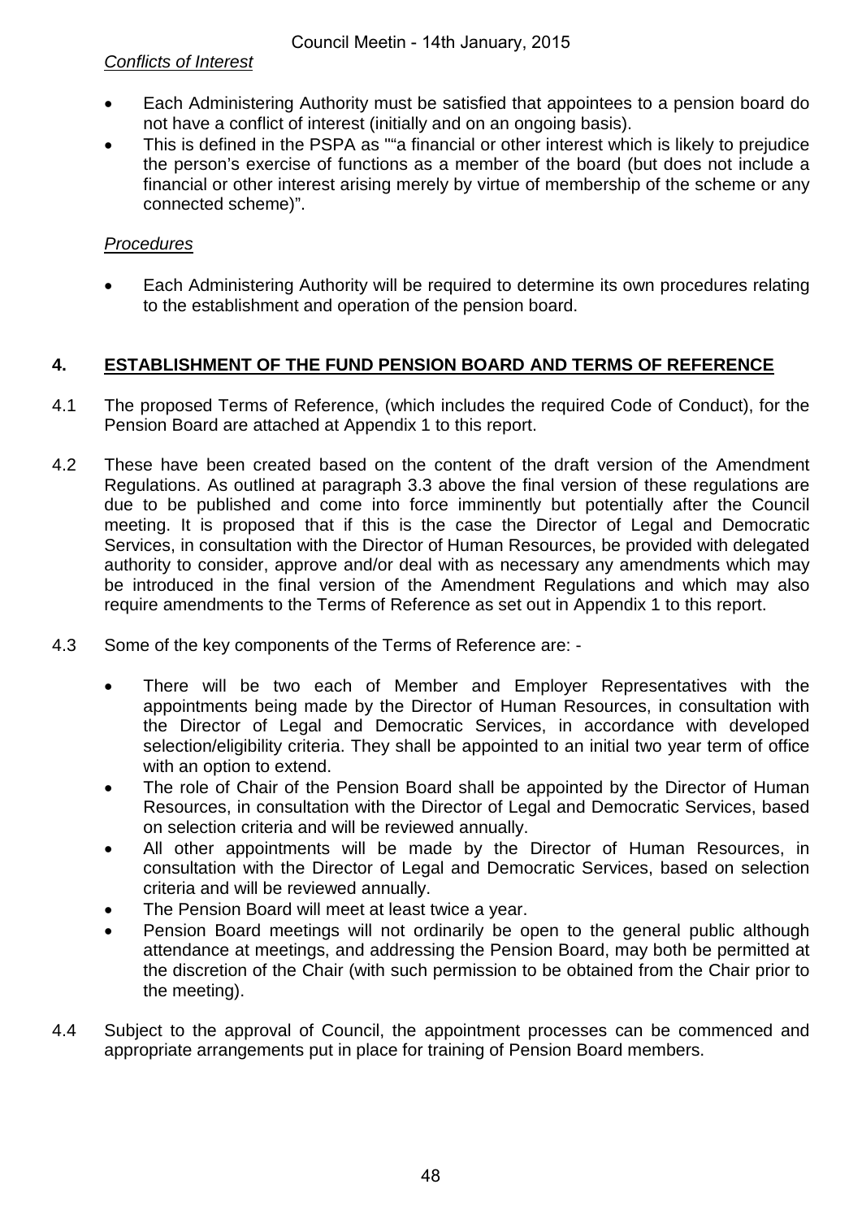*Conflicts of Interest*

- Each Administering Authority must be satisfied that appointees to a pension board do not have a conflict of interest (initially and on an ongoing basis).
- This is defined in the PSPA as "“a financial or other interest which is likely to prejudice the person's exercise of functions as a member of the board (but does not include a financial or other interest arising merely by virtue of membership of the scheme or any connected scheme)”.

*Procedures*

- Each Administering Authority will be required to determine its own procedures relating to the establishment and operation of the pension board.

## 4. ESTABLISHMENT OF THE FUND PENSION BOARD AND TERMS OF REFERENCE

4.1 The proposed Terms of Reference, (which includes the required Code of Conduct), for the Pension Board are attached at Appendix 1 to this report.

4.2 These have been created based on the content of the draft version of the Amendment Regulations. As outlined at paragraph 3.3 above the final version of these regulations are due to be published and come into force imminently but potentially after the Council meeting. It is proposed that if this is the case the Director of Legal and Democratic Services, in consultation with the Director of Human Resources, be provided with delegated authority to consider, approve and/or deal with as necessary any amendments which may be introduced in the final version of the Amendment Regulations and which may also require amendments to the Terms of Reference as set out in Appendix 1 to this report.

4.3 Some of the key components of the Terms of Reference are: -

- There will be two each of Member and Employer Representatives with the appointments being made by the Director of Human Resources, in consultation with the Director of Legal and Democratic Services, in accordance with developed selection/eligibility criteria. They shall be appointed to an initial two year term of office with an option to extend.
- The role of Chair of the Pension Board shall be appointed by the Director of Human Resources, in consultation with the Director of Legal and Democratic Services, based on selection criteria and will be reviewed annually.
- All other appointments will be made by the Director of Human Resources, in consultation with the Director of Legal and Democratic Services, based on selection criteria and will be reviewed annually.
- The Pension Board will meet at least twice a year.
- Pension Board meetings will not ordinarily be open to the general public although attendance at meetings, and addressing the Pension Board, may both be permitted at the discretion of the Chair (with such permission to be obtained from the Chair prior to the meeting).

4.4 Subject to the approval of Council, the appointment processes can be commenced and appropriate arrangements put in place for training of Pension Board members.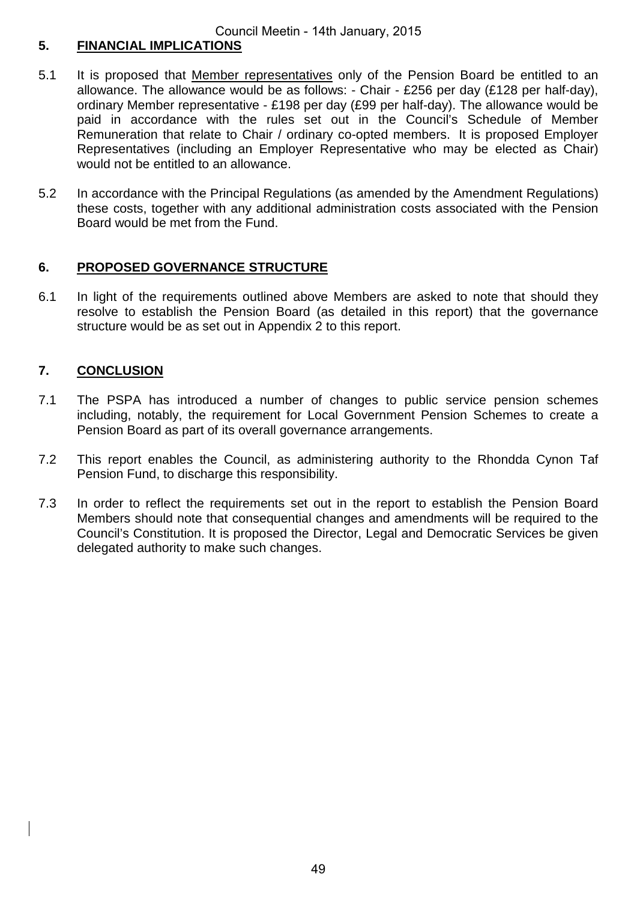## 5. FINANCIAL IMPLICATIONS

5.1 It is proposed that Member representatives only of the Pension Board be entitled to an allowance. The allowance would be as follows: - Chair - £256 per day (£128 per half-day), ordinary Member representative - £198 per day (£99 per half-day). The allowance would be paid in accordance with the rules set out in the Council's Schedule of Member Remuneration that relate to Chair / ordinary co-opted members. It is proposed Employer Representatives (including an Employer Representative who may be elected as Chair) would not be entitled to an allowance.

5.2 In accordance with the Principal Regulations (as amended by the Amendment Regulations) these costs, together with any additional administration costs associated with the Pension Board would be met from the Fund.

## 6. PROPOSED GOVERNANCE STRUCTURE

6.1 In light of the requirements outlined above Members are asked to note that should they resolve to establish the Pension Board (as detailed in this report) that the governance structure would be as set out in Appendix 2 to this report.

## 7. CONCLUSION

7.1 The PSPA has introduced a number of changes to public service pension schemes including, notably, the requirement for Local Government Pension Schemes to create a Pension Board as part of its overall governance arrangements.

7.2 This report enables the Council, as administering authority to the Rhondda Cynon Taf Pension Fund, to discharge this responsibility.

7.3 In order to reflect the requirements set out in the report to establish the Pension Board Members should note that consequential changes and amendments will be required to the Council's Constitution. It is proposed the Director, Legal and Democratic Services be given delegated authority to make such changes.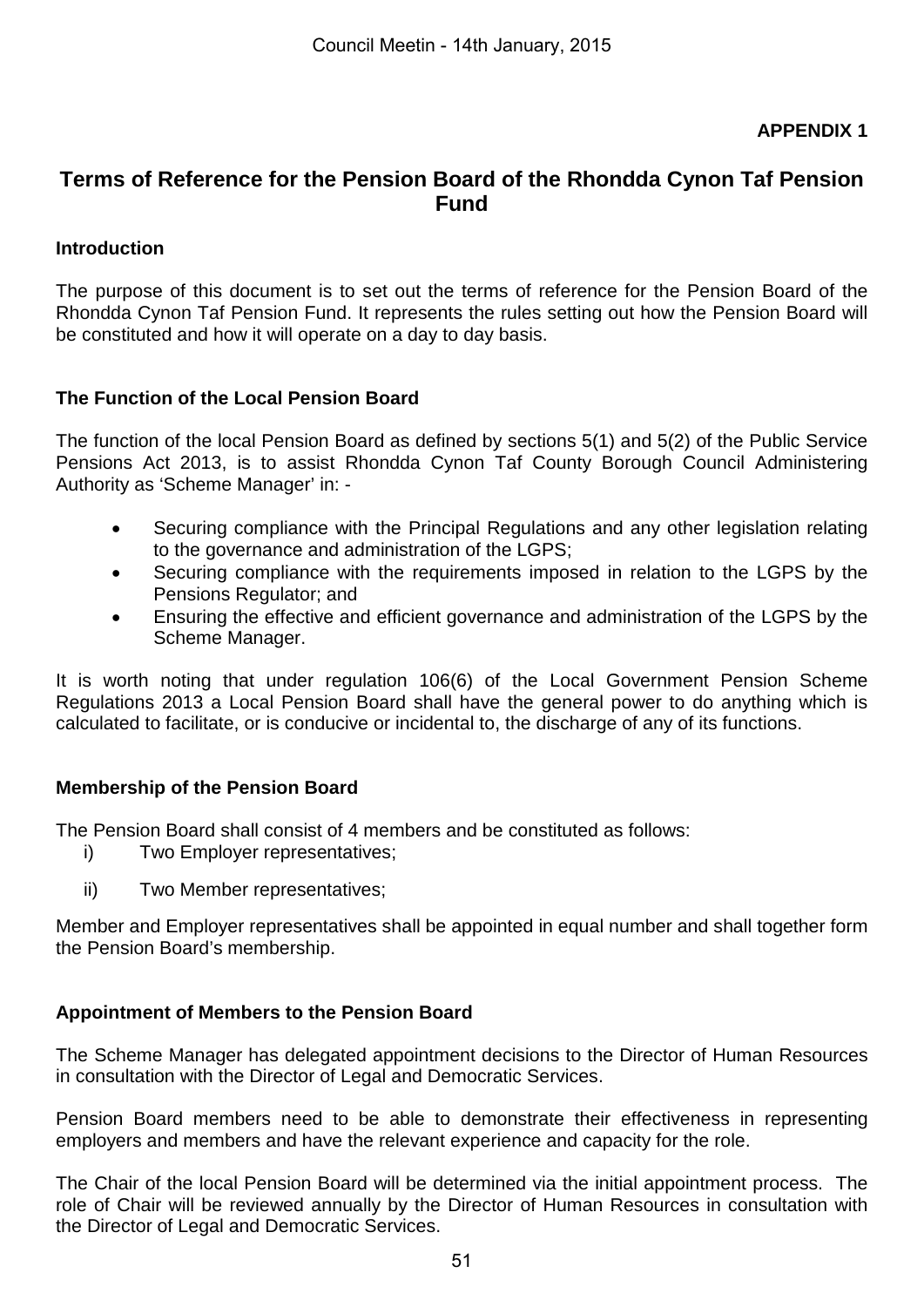**APPENDIX 1**

# Terms of Reference for the Pension Board of the Rhondda Cynon Taf Pension Fund

### Introduction

The purpose of this document is to set out the terms of reference for the Pension Board of the Rhondda Cynon Taf Pension Fund. It represents the rules setting out how the Pension Board will be constituted and how it will operate on a day to day basis.

### The Function of the Local Pension Board

The function of the local Pension Board as defined by sections 5(1) and 5(2) of the Public Service Pensions Act 2013, is to assist Rhondda Cynon Taf County Borough Council Administering Authority as 'Scheme Manager' in: -

- Securing compliance with the Principal Regulations and any other legislation relating to the governance and administration of the LGPS;
- Securing compliance with the requirements imposed in relation to the LGPS by the Pensions Regulator; and
- Ensuring the effective and efficient governance and administration of the LGPS by the Scheme Manager.

It is worth noting that under regulation 106(6) of the Local Government Pension Scheme Regulations 2013 a Local Pension Board shall have the general power to do anything which is calculated to facilitate, or is conducive or incidental to, the discharge of any of its functions.

### Membership of the Pension Board

The Pension Board shall consist of 4 members and be constituted as follows:

i) Two Employer representatives;

ii) Two Member representatives;

Member and Employer representatives shall be appointed in equal number and shall together form the Pension Board's membership.

### Appointment of Members to the Pension Board

The Scheme Manager has delegated appointment decisions to the Director of Human Resources in consultation with the Director of Legal and Democratic Services.

Pension Board members need to be able to demonstrate their effectiveness in representing employers and members and have the relevant experience and capacity for the role.

The Chair of the local Pension Board will be determined via the initial appointment process. The role of Chair will be reviewed annually by the Director of Human Resources in consultation with the Director of Legal and Democratic Services.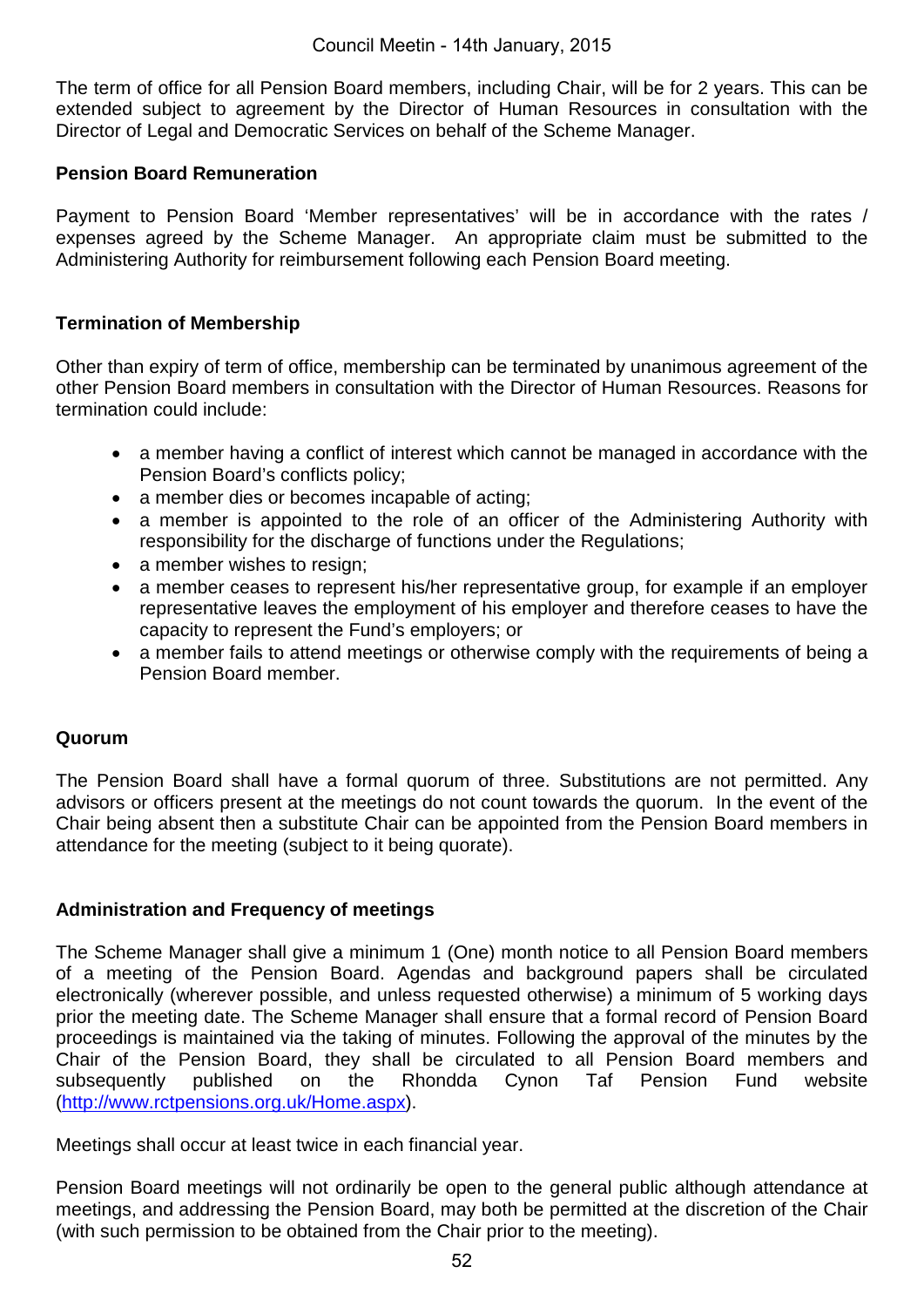The term of office for all Pension Board members, including Chair, will be for 2 years. This can be extended subject to agreement by the Director of Human Resources in consultation with the Director of Legal and Democratic Services on behalf of the Scheme Manager.

**Pension Board Remuneration**

Payment to Pension Board 'Member representatives' will be in accordance with the rates / expenses agreed by the Scheme Manager. An appropriate claim must be submitted to the Administering Authority for reimbursement following each Pension Board meeting.

**Termination of Membership**

Other than expiry of term of office, membership can be terminated by unanimous agreement of the other Pension Board members in consultation with the Director of Human Resources. Reasons for termination could include:

- a member having a conflict of interest which cannot be managed in accordance with the Pension Board's conflicts policy;
- a member dies or becomes incapable of acting;
- a member is appointed to the role of an officer of the Administering Authority with responsibility for the discharge of functions under the Regulations;
- a member wishes to resign;
- a member ceases to represent his/her representative group, for example if an employer representative leaves the employment of his employer and therefore ceases to have the capacity to represent the Fund's employers; or
- a member fails to attend meetings or otherwise comply with the requirements of being a Pension Board member.

**Quorum**

The Pension Board shall have a formal quorum of three. Substitutions are not permitted. Any advisors or officers present at the meetings do not count towards the quorum. In the event of the Chair being absent then a substitute Chair can be appointed from the Pension Board members in attendance for the meeting (subject to it being quorate).

**Administration and Frequency of meetings**

The Scheme Manager shall give a minimum 1 (One) month notice to all Pension Board members of a meeting of the Pension Board. Agendas and background papers shall be circulated electronically (wherever possible, and unless requested otherwise) a minimum of 5 working days prior the meeting date. The Scheme Manager shall ensure that a formal record of Pension Board proceedings is maintained via the taking of minutes. Following the approval of the minutes by the Chair of the Pension Board, they shall be circulated to all Pension Board members and subsequently published on the Rhondda Cynon Taf Pension Fund website (http://www.rctpensions.org.uk/Home.aspx).

Meetings shall occur at least twice in each financial year.

Pension Board meetings will not ordinarily be open to the general public although attendance at meetings, and addressing the Pension Board, may both be permitted at the discretion of the Chair (with such permission to be obtained from the Chair prior to the meeting).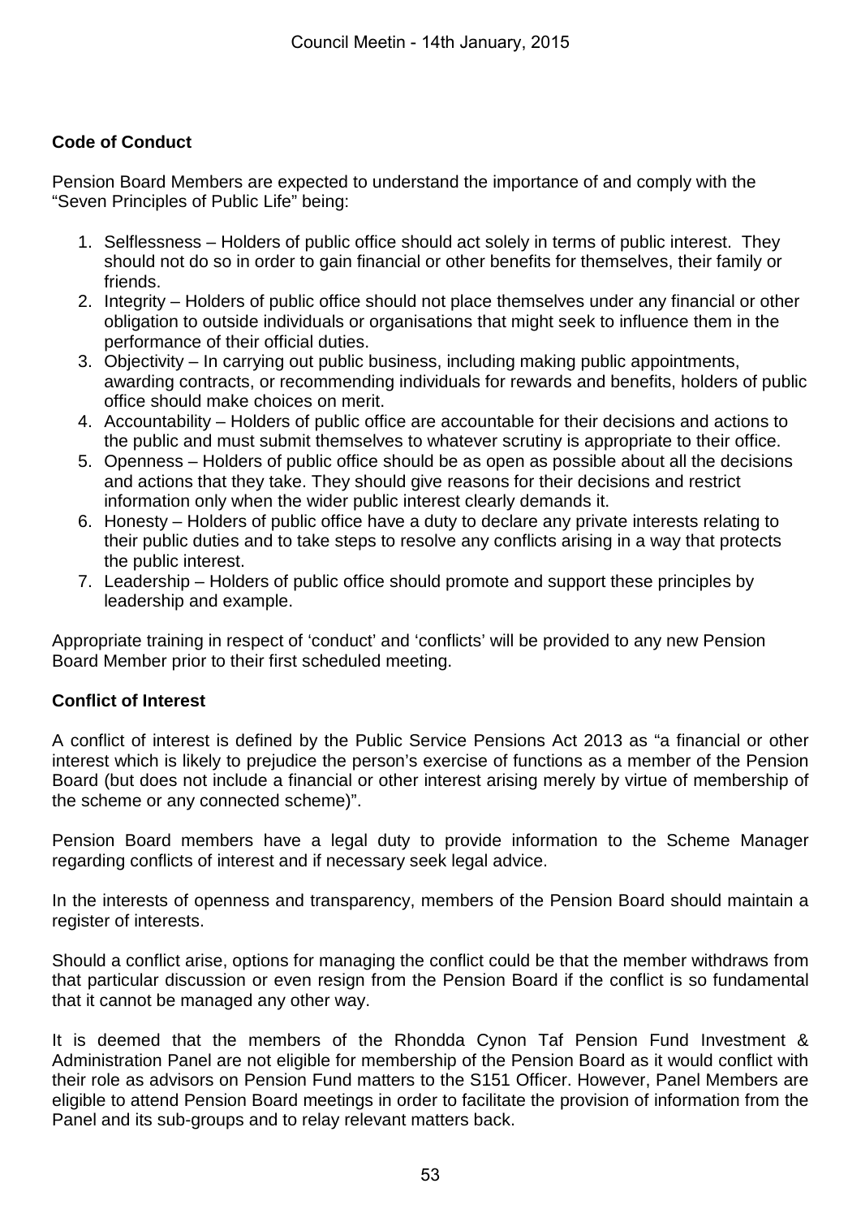**Code of Conduct**

Pension Board Members are expected to understand the importance of and comply with the "Seven Principles of Public Life" being:

1. Selflessness – Holders of public office should act solely in terms of public interest. They should not do so in order to gain financial or other benefits for themselves, their family or friends.
2. Integrity – Holders of public office should not place themselves under any financial or other obligation to outside individuals or organisations that might seek to influence them in the performance of their official duties.
3. Objectivity – In carrying out public business, including making public appointments, awarding contracts, or recommending individuals for rewards and benefits, holders of public office should make choices on merit.
4. Accountability – Holders of public office are accountable for their decisions and actions to the public and must submit themselves to whatever scrutiny is appropriate to their office.
5. Openness – Holders of public office should be as open as possible about all the decisions and actions that they take. They should give reasons for their decisions and restrict information only when the wider public interest clearly demands it.
6. Honesty – Holders of public office have a duty to declare any private interests relating to their public duties and to take steps to resolve any conflicts arising in a way that protects the public interest.
7. Leadership – Holders of public office should promote and support these principles by leadership and example.

Appropriate training in respect of 'conduct' and 'conflicts' will be provided to any new Pension Board Member prior to their first scheduled meeting.

**Conflict of Interest**

A conflict of interest is defined by the Public Service Pensions Act 2013 as "a financial or other interest which is likely to prejudice the person's exercise of functions as a member of the Pension Board (but does not include a financial or other interest arising merely by virtue of membership of the scheme or any connected scheme)".

Pension Board members have a legal duty to provide information to the Scheme Manager regarding conflicts of interest and if necessary seek legal advice.

In the interests of openness and transparency, members of the Pension Board should maintain a register of interests.

Should a conflict arise, options for managing the conflict could be that the member withdraws from that particular discussion or even resign from the Pension Board if the conflict is so fundamental that it cannot be managed any other way.

It is deemed that the members of the Rhondda Cynon Taf Pension Fund Investment & Administration Panel are not eligible for membership of the Pension Board as it would conflict with their role as advisors on Pension Fund matters to the S151 Officer. However, Panel Members are eligible to attend Pension Board meetings in order to facilitate the provision of information from the Panel and its sub-groups and to relay relevant matters back.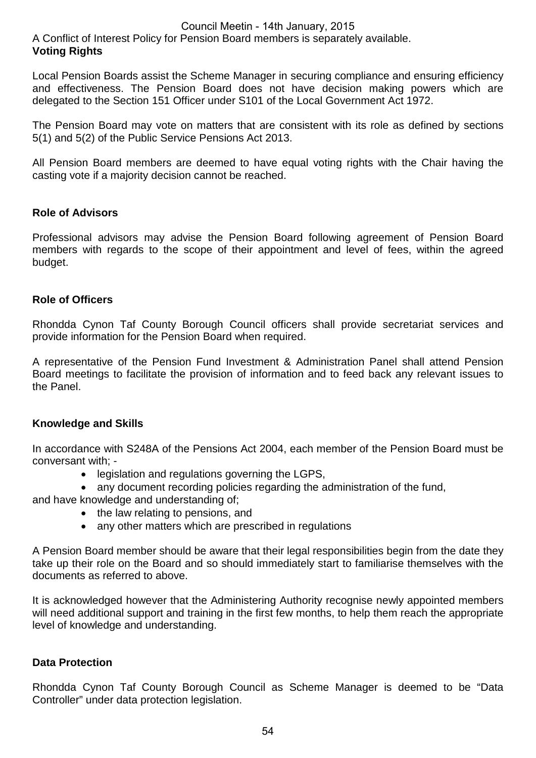A Conflict of Interest Policy for Pension Board members is separately available.

**Voting Rights**

Local Pension Boards assist the Scheme Manager in securing compliance and ensuring efficiency and effectiveness. The Pension Board does not have decision making powers which are delegated to the Section 151 Officer under S101 of the Local Government Act 1972.

The Pension Board may vote on matters that are consistent with its role as defined by sections 5(1) and 5(2) of the Public Service Pensions Act 2013.

All Pension Board members are deemed to have equal voting rights with the Chair having the casting vote if a majority decision cannot be reached.

**Role of Advisors**

Professional advisors may advise the Pension Board following agreement of Pension Board members with regards to the scope of their appointment and level of fees, within the agreed budget.

**Role of Officers**

Rhondda Cynon Taf County Borough Council officers shall provide secretariat services and provide information for the Pension Board when required.

A representative of the Pension Fund Investment & Administration Panel shall attend Pension Board meetings to facilitate the provision of information and to feed back any relevant issues to the Panel.

**Knowledge and Skills**

In accordance with S248A of the Pensions Act 2004, each member of the Pension Board must be conversant with; -

- legislation and regulations governing the LGPS,
- any document recording policies regarding the administration of the fund,

and have knowledge and understanding of;

- the law relating to pensions, and
- any other matters which are prescribed in regulations

A Pension Board member should be aware that their legal responsibilities begin from the date they take up their role on the Board and so should immediately start to familiarise themselves with the documents as referred to above.

It is acknowledged however that the Administering Authority recognise newly appointed members will need additional support and training in the first few months, to help them reach the appropriate level of knowledge and understanding.

**Data Protection**

Rhondda Cynon Taf County Borough Council as Scheme Manager is deemed to be "Data Controller" under data protection legislation.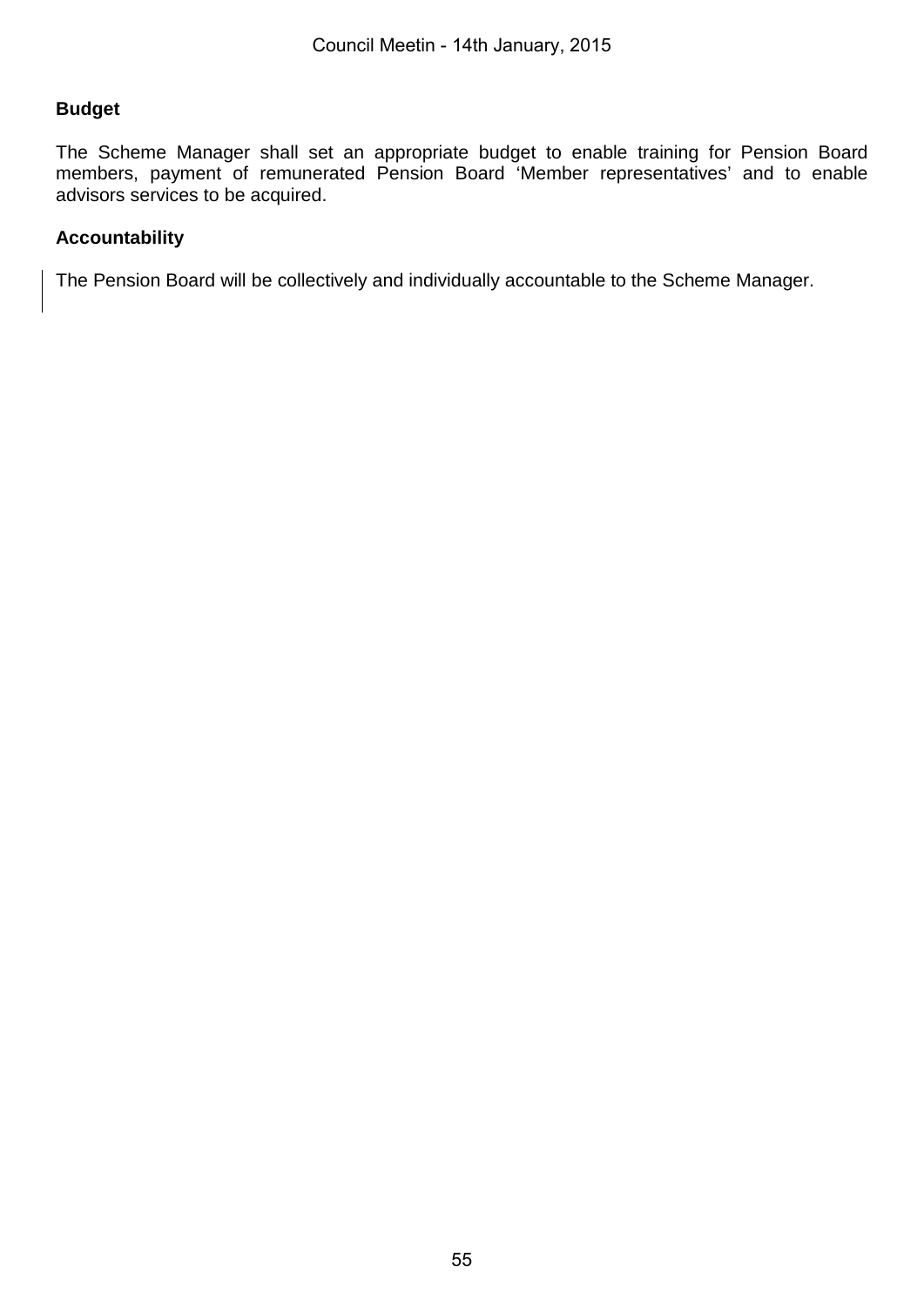**Budget**

The Scheme Manager shall set an appropriate budget to enable training for Pension Board members, payment of remunerated Pension Board 'Member representatives' and to enable advisors services to be acquired.

**Accountability**

The Pension Board will be collectively and individually accountable to the Scheme Manager.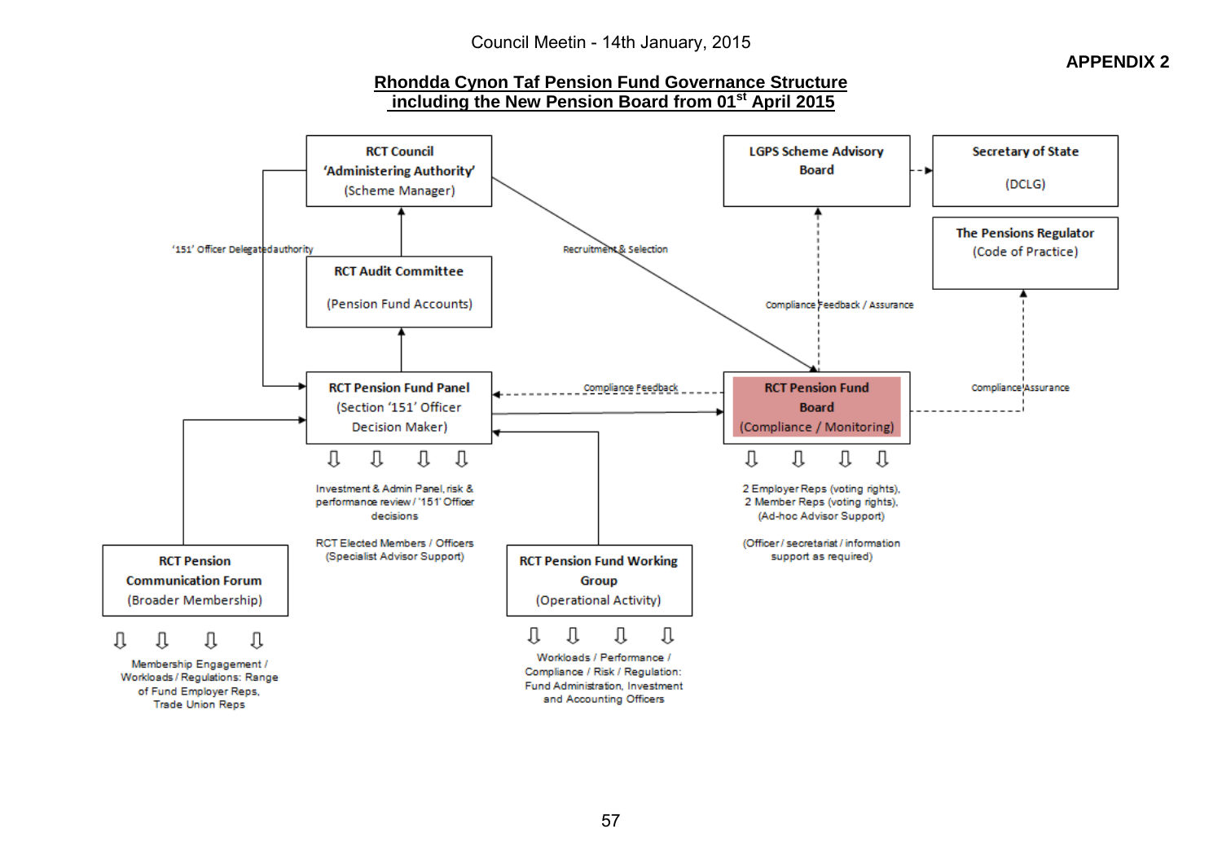Council Meetin - 14th January, 2015

**APPENDIX 2**

## Rhondda Cynon Taf Pension Fund Governance Structure including the New Pension Board from 01st April 2015

**RCT Council**
**'Administering Authority'**
(Scheme Manager)

**LGPS Scheme Advisory Board**

**Secretary of State**
(DCLG)

**The Pensions Regulator**
(Code of Practice)

'151' Officer Delegated authority

Recruitment & Selection

**RCT Audit Committee**
(Pension Fund Accounts)

Compliance Feedback / Assurance

**RCT Pension Fund Panel**
(Section '151' Officer Decision Maker)

Compliance Feedback

**RCT Pension Fund Board**
(Compliance / Monitoring)

Compliance Assurance

Investment & Admin Panel, risk & performance review / '151' Officer decisions

RCT Elected Members / Officers (Specialist Advisor Support)

2 Employer Reps (voting rights), 2 Member Reps (voting rights), (Ad-hoc Advisor Support)

(Officer / secretariat / information support as required)

**RCT Pension Communication Forum**
(Broader Membership)

Membership Engagement / Workloads / Regulations: Range of Fund Employer Reps, Trade Union Reps

**RCT Pension Fund Working Group**
(Operational Activity)

Workloads / Performance / Compliance / Risk / Regulation: Fund Administration, Investment and Accounting Officers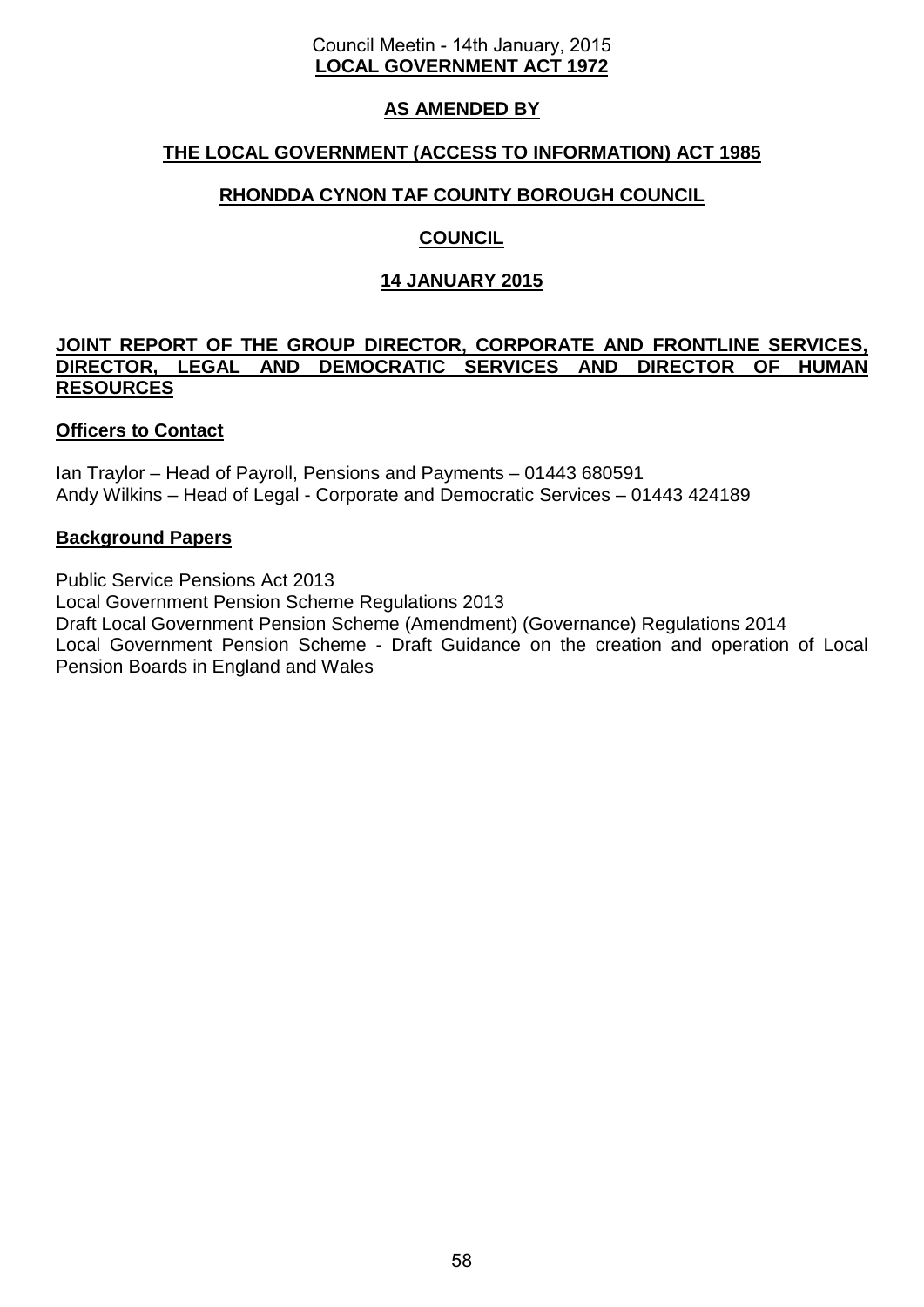**LOCAL GOVERNMENT ACT 1972**

**AS AMENDED BY**

**THE LOCAL GOVERNMENT (ACCESS TO INFORMATION) ACT 1985**

**RHONDDA CYNON TAF COUNTY BOROUGH COUNCIL**

**COUNCIL**

**14 JANUARY 2015**

**JOINT REPORT OF THE GROUP DIRECTOR, CORPORATE AND FRONTLINE SERVICES, DIRECTOR, LEGAL AND DEMOCRATIC SERVICES AND DIRECTOR OF HUMAN RESOURCES**

**Officers to Contact**

Ian Traylor – Head of Payroll, Pensions and Payments – 01443 680591
Andy Wilkins – Head of Legal - Corporate and Democratic Services – 01443 424189

**Background Papers**

Public Service Pensions Act 2013
Local Government Pension Scheme Regulations 2013
Draft Local Government Pension Scheme (Amendment) (Governance) Regulations 2014
Local Government Pension Scheme - Draft Guidance on the creation and operation of Local Pension Boards in England and Wales